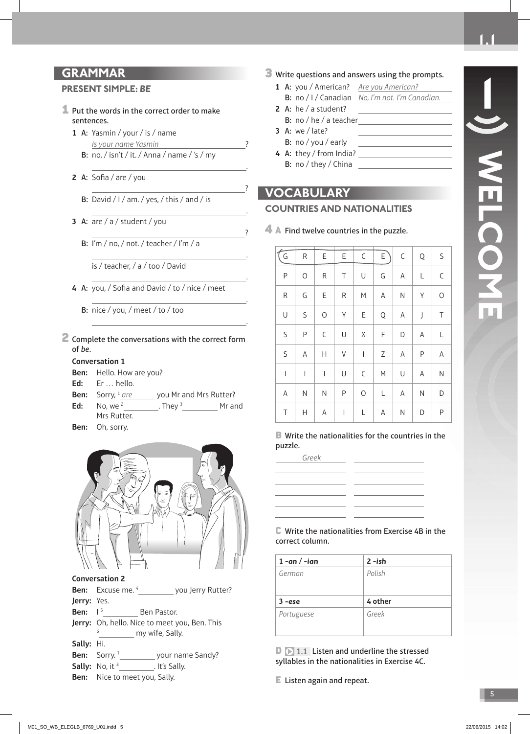## GRAMMAR

### PRESENT SIMPLE: *BE*

**1** Put the words in the correct order to make sentences.

1 A: Yasmin / your / is / name
*Is your name Yasmin*?
B: no, / isn't / it. / Anna / name / 's / my
________________.

2 A: Sofia / are / you
________________?
B: David / I / am. / yes, / this / and / is
________________.

3 A: are / a / student / you
________________?
B: I'm / no, / not. / teacher / I'm / a
________________.
is / teacher, / a / too / David
________________.

4 A: you, / Sofia and David / to / nice / meet
________________.
B: nice / you, / meet / to / too
________________.

**2** Complete the conversations with the correct form of *be*.

**Conversation 1**

**Ben:** Hello. How are you?
**Ed:** Er … hello.
**Ben:** Sorry, [1] *are* you Mr and Mrs Rutter?
**Ed:** No, we [2] ________. They [3] ________ Mr and Mrs Rutter.
**Ben:** Oh, sorry.

**Conversation 2**

**Ben:** Excuse me. [4] ________ you Jerry Rutter?
**Jerry:** Yes.
**Ben:** I [5] ________ Ben Pastor.
**Jerry:** Oh, hello. Nice to meet you, Ben. This [6] ________ my wife, Sally.
**Sally:** Hi.
**Ben:** Sorry. [7] ________ your name Sandy?
**Sally:** No, it [8] ________. It's Sally.
**Ben:** Nice to meet you, Sally.

**3** Write questions and answers using the prompts.

1 A: you / American? *Are you American?*
B: no / I / Canadian *No, I'm not. I'm Canadian.*
2 A: he / a student? ________________
B: no / he / a teacher ________________
3 A: we / late? ________________
B: no / you / early ________________
4 A: they / from India? ________________
B: no / they / China ________________

## VOCABULARY

### COUNTRIES AND NATIONALITIES

**4 A** Find twelve countries in the puzzle.

| G | R | E | E | C | E | C | Q | S |
|---|---|---|---|---|---|---|---|---|
| P | O | R | T | U | G | A | L | C |
| R | G | E | R | M | A | N | Y | O |
| U | S | O | Y | E | Q | A | J | T |
| S | P | C | U | X | F | D | A | L |
| S | A | H | V | I | Z | A | P | A |
| I | I | I | U | C | M | U | A | N |
| A | N | N | P | O | L | A | N | D |
| T | H | A | I | L | A | N | D | P |

**B** Write the nationalities for the countries in the puzzle.

*Greek* ________________
________________ ________________
________________ ________________
________________ ________________
________________ ________________
________________ ________________

**C** Write the nationalities from Exercise 4B in the correct column.

| 1 *-an* / *-ian* | 2 *-ish* |
|---|---|
| *German* | *Polish* |
| **3 *-ese*** | **4 other** |
| *Portuguese* | *Greek* |

**D** 1.1 Listen and underline the stressed syllables in the nationalities in Exercise 4C.

**E** Listen again and repeat.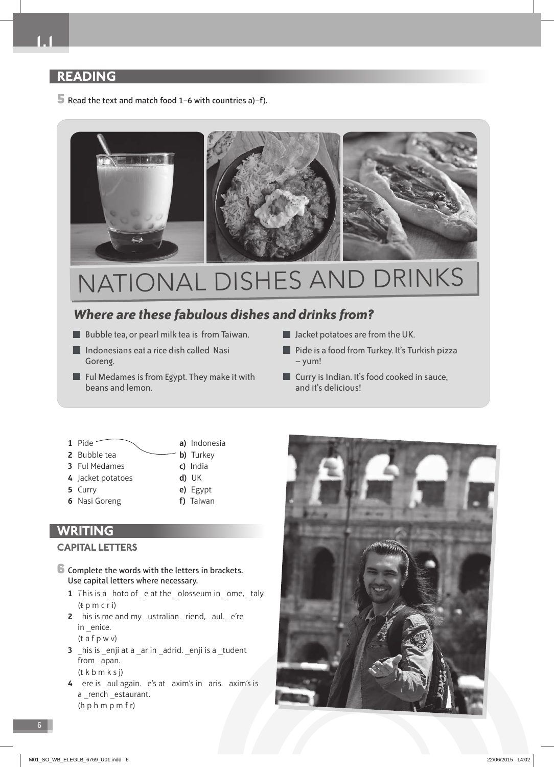## READING

**5** Read the text and match food 1–6 with countries a)–f).

# NATIONAL DISHES AND DRINKS

### *Where are these fabulous dishes and drinks from?*

- Bubble tea, or pearl milk tea is from Taiwan.
- Indonesians eat a rice dish called Nasi Goreng.
- Ful Medames is from Egypt. They make it with beans and lemon.
- Jacket potatoes are from the UK.
- Pide is a food from Turkey. It's Turkish pizza – yum!
- Curry is Indian. It's food cooked in sauce, and it's delicious!

**1** Pide — **b)** Turkey
**2** Bubble tea
**3** Ful Medames
**4** Jacket potatoes
**5** Curry
**6** Nasi Goreng

**a)** Indonesia
**b)** Turkey
**c)** India
**d)** UK
**e)** Egypt
**f)** Taiwan

## WRITING

### CAPITAL LETTERS

**6** Complete the words with the letters in brackets. Use capital letters where necessary.

**1** *T*his is a _hoto of _e at the _olosseum in _ome, _taly.
(~~t~~ p m c r i)

**2** _his is me and my _ustralian _riend, _aul. _e're in _enice.
(t a f p w v)

**3** _his is _enji at a _ar in _adrid. _enji is a _tudent from _apan.
(t k b m k s j)

**4** _ere is _aul again. _e's at _axim's in _aris. _axim's is a _rench _estaurant.
(h p h m p m f r)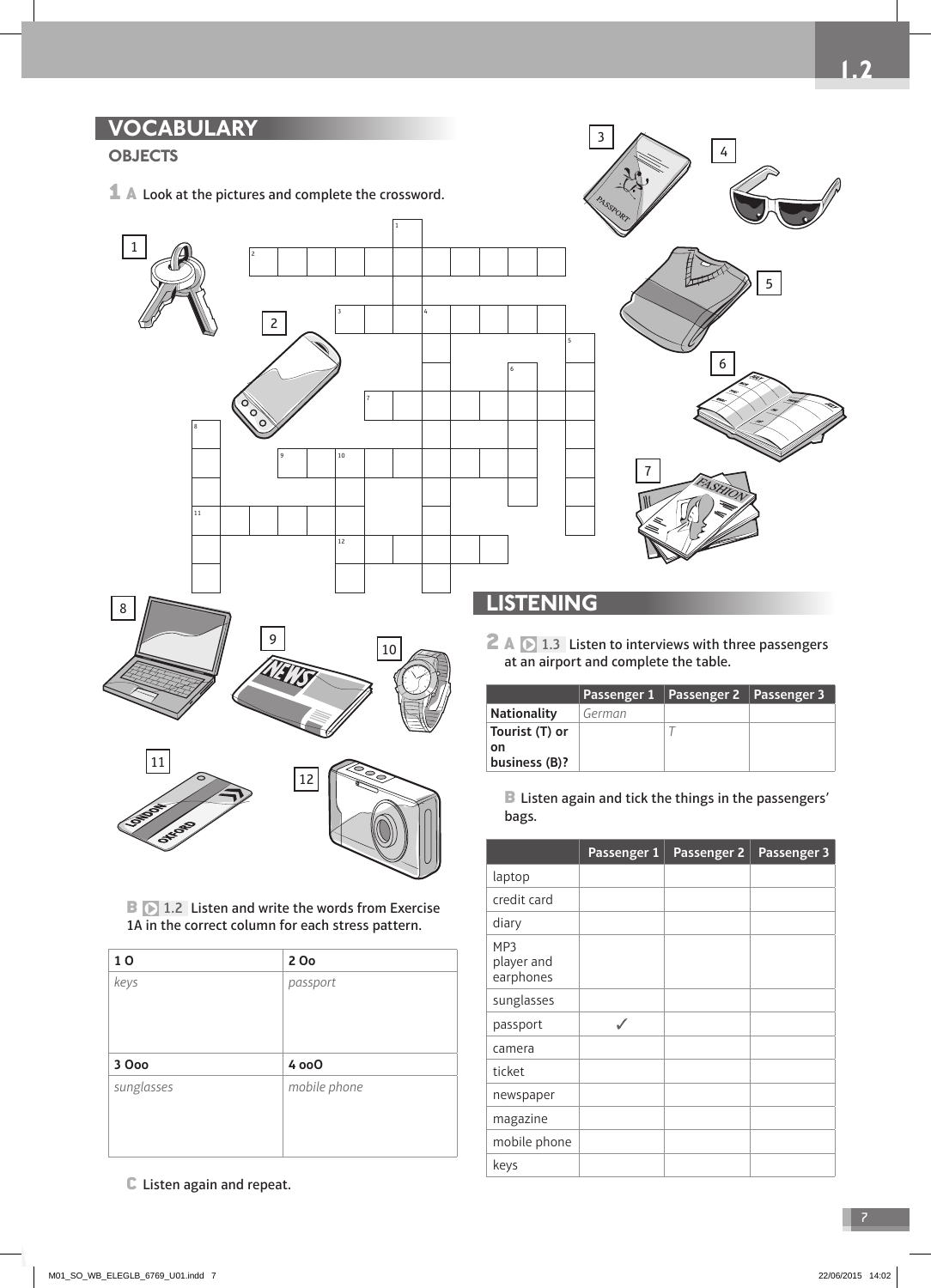## VOCABULARY

### OBJECTS

**1 A** Look at the pictures and complete the crossword.

1, 2, 3, 4, 5, 6, 7, 8, 9, 10, 11, 12

**B** 1.2 Listen and write the words from Exercise 1A in the correct column for each stress pattern.

| 1 O | 2 Oo |
|---|---|
| *keys* | *passport* |
| **3 Ooo** | **4 ooO** |
| *sunglasses* | *mobile phone* |

**C** Listen again and repeat.

## LISTENING

**2 A** 1.3 Listen to interviews with three passengers at an airport and complete the table.

| | Passenger 1 | Passenger 2 | Passenger 3 |
|---|---|---|---|
| Nationality | *German* | | |
| Tourist (T) or on business (B)? | | *T* | |

**B** Listen again and tick the things in the passengers' bags.

| | Passenger 1 | Passenger 2 | Passenger 3 |
|---|---|---|---|
| laptop | | | |
| credit card | | | |
| diary | | | |
| MP3 player and earphones | | | |
| sunglasses | | | |
| passport | ✓ | | |
| camera | | | |
| ticket | | | |
| newspaper | | | |
| magazine | | | |
| mobile phone | | | |
| keys | | | |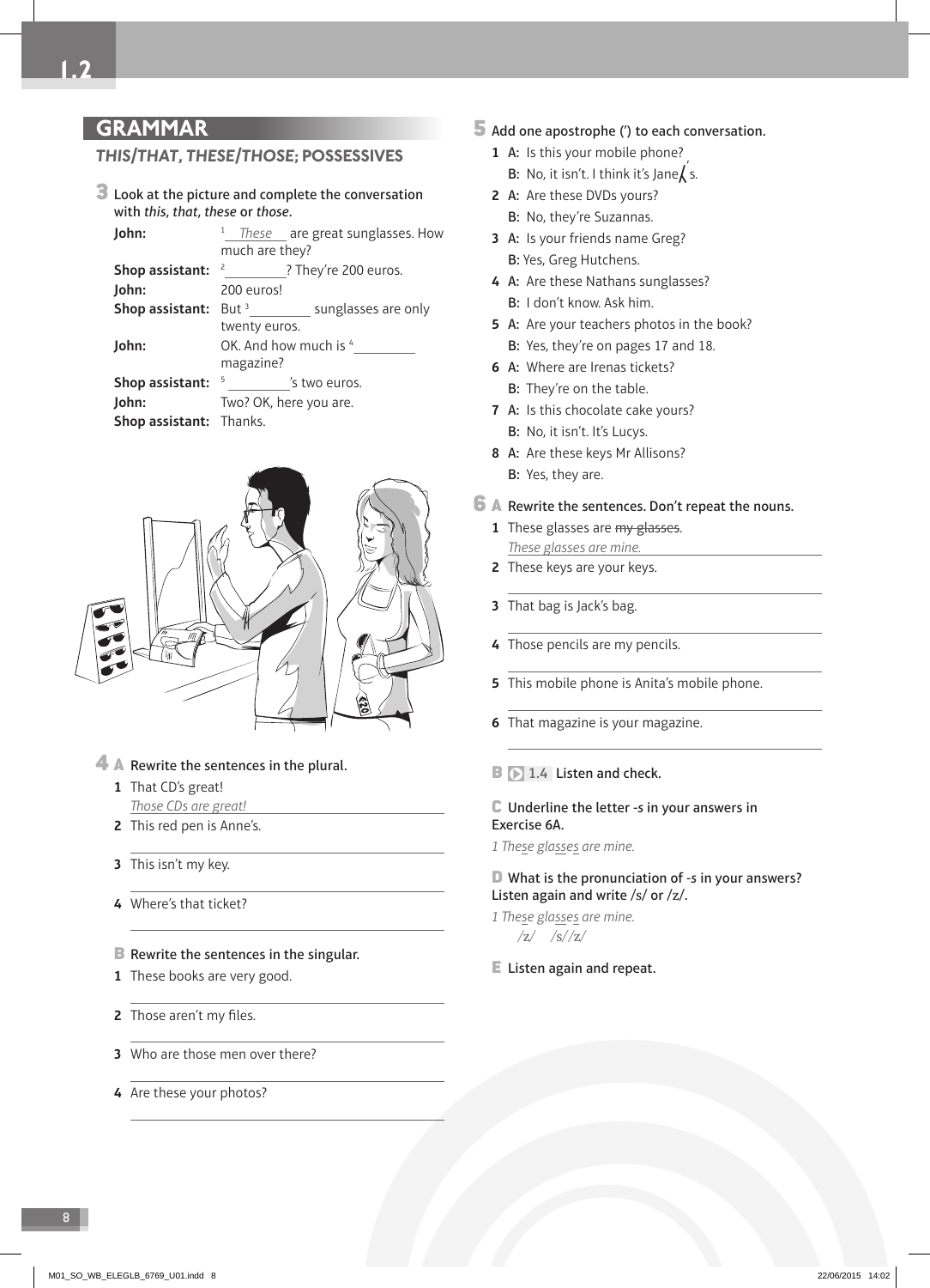## GRAMMAR

### *THIS/THAT, THESE/THOSE*; POSSESSIVES

**3** Look at the picture and complete the conversation with *this*, *that*, *these* or *those*.

**John:** [1] *These* are great sunglasses. How much are they?

**Shop assistant:** [2] ________? They're 200 euros.

**John:** 200 euros!

**Shop assistant:** But [3] ________ sunglasses are only twenty euros.

**John:** OK. And how much is [4] ________ magazine?

**Shop assistant:** [5] ________'s two euros.

**John:** Two? OK, here you are.

**Shop assistant:** Thanks.

**4 A** Rewrite the sentences in the plural.

1 That CD's great!
*Those CDs are great!*

2 This red pen is Anne's.

3 This isn't my key.

4 Where's that ticket?

**B** Rewrite the sentences in the singular.

1 These books are very good.

2 Those aren't my files.

3 Who are those men over there?

4 Are these your photos?

**5** Add one apostrophe (') to each conversation.

1 A: Is this your mobile phone?
B: No, it isn't. I think it's Jane's.

2 A: Are these DVDs yours?
B: No, they're Suzannas.

3 A: Is your friends name Greg?
B: Yes, Greg Hutchens.

4 A: Are these Nathans sunglasses?
B: I don't know. Ask him.

5 A: Are your teachers photos in the book?
B: Yes, they're on pages 17 and 18.

6 A: Where are Irenas tickets?
B: They're on the table.

7 A: Is this chocolate cake yours?
B: No, it isn't. It's Lucys.

8 A: Are these keys Mr Allisons?
B: Yes, they are.

**6 A** Rewrite the sentences. Don't repeat the nouns.

1 These glasses are ~~my glasses~~.
*These glasses are mine.*

2 These keys are your keys.

3 That bag is Jack's bag.

4 Those pencils are my pencils.

5 This mobile phone is Anita's mobile phone.

6 That magazine is your magazine.

**B** 1.4 Listen and check.

**C** Underline the letter *-s* in your answers in Exercise 6A.

*1 These glasses are mine.*

**D** What is the pronunciation of *-s* in your answers? Listen again and write /s/ or /z/.

*1 These glasses are mine.*
*/z/ /s/ /z/*

**E** Listen again and repeat.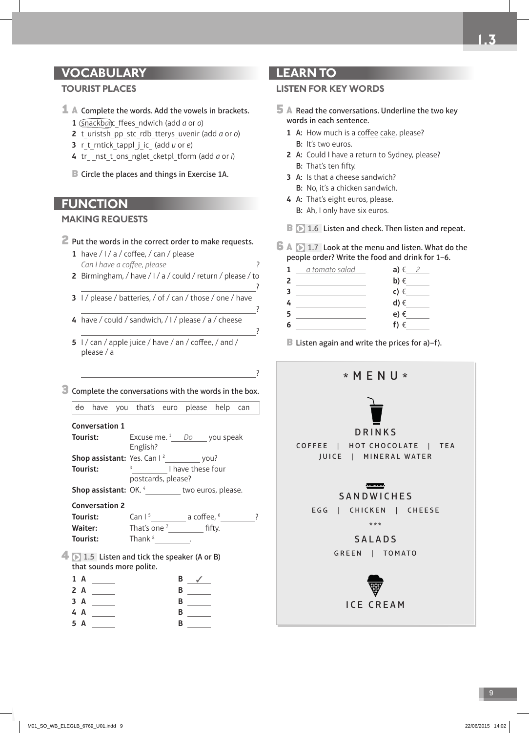## VOCABULARY

### TOURIST PLACES

**1 A** Complete the words. Add the vowels in brackets.

1 (snackbar)c_ffees_ndwich (add *a* or *o*)
2 t_uristsh_pp_stc_rdb_tterys_uvenir (add *a* or *o*)
3 r_t_rntick_tappl_j_ic_ (add *u* or *e*)
4 tr_ _nst_t_ons_nglet_cketpl_tform (add *a* or *i*)

**B** Circle the places and things in Exercise 1A.

## FUNCTION

### MAKING REQUESTS

**2** Put the words in the correct order to make requests.

1 have / I / a / coffee, / can / please
*Can I have a coffee, please*?
2 Birmingham, / have / I / a / could / return / please / to
_______________________________________?
3 I / please / batteries, / of / can / those / one / have
_______________________________________?
4 have / could / sandwich, / I / please / a / cheese
_______________________________________?
5 I / can / apple juice / have / an / coffee, / and / please / a
_______________________________________?

**3** Complete the conversations with the words in the box.

| ~~do~~ have you that's euro please help can |
|---|

**Conversation 1**

**Tourist:** Excuse me. [1] *Do* you speak English?
**Shop assistant:** Yes. Can I [2] ________ you?
**Tourist:** [3] ________ I have these four postcards, please?
**Shop assistant:** OK. [4] ________ two euros, please.

**Conversation 2**

**Tourist:** Can I [5] ________ a coffee, [6] ________?
**Waiter:** That's one [7] ________ fifty.
**Tourist:** Thank [8] ________.

**4** 1.5 Listen and tick the speaker (A or B) that sounds more polite.

1 A ______ B ✓
2 A ______ B ______
3 A ______ B ______
4 A ______ B ______
5 A ______ B ______

## LEARN TO

### LISTEN FOR KEY WORDS

**5 A** Read the conversations. Underline the two key words in each sentence.

1 A: How much is a coffee cake, please?
B: It's two euros.
2 A: Could I have a return to Sydney, please?
B: That's ten fifty.
3 A: Is that a cheese sandwich?
B: No, it's a chicken sandwich.
4 A: That's eight euros, please.
B: Ah, I only have six euros.

**B** 1.6 Listen and check. Then listen and repeat.

**6 A** 1.7 Look at the menu and listen. What do the people order? Write the food and drink for 1–6.

1 *a tomato salad* a) € *2*
2 ____________ b) € ______
3 ____________ c) € ______
4 ____________ d) € ______
5 ____________ e) € ______
6 ____________ f) € ______

**B** Listen again and write the prices for a)–f).

\* MENU \*

DRINKS
COFFEE | HOT CHOCOLATE | TEA
JUICE | MINERAL WATER

SANDWICHES
EGG | CHICKEN | CHEESE

\* \* \*

SALADS
GREEN | TOMATO

ICE CREAM